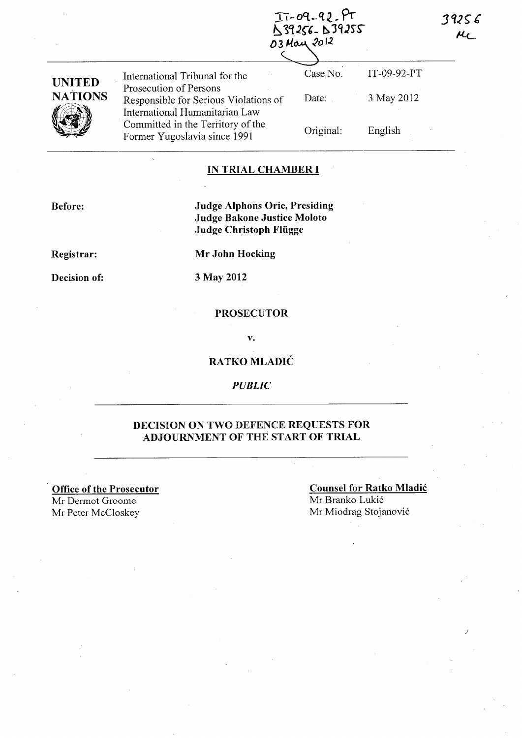IT-09-92-PT
D39256 - D39255
03 May 2012

39256
MC

| UNITED NATIONS | International Tribunal for the Prosecution of Persons Responsible for Serious Violations of International Humanitarian Law Committed in the Territory of the Former Yugoslavia since 1991 | Case No. | IT-09-92-PT |
|---|---|---|---|
| | | Date: | 3 May 2012 |
| | | Original: | English |

## IN TRIAL CHAMBER I

**Before:** **Judge Alphons Orie, Presiding**
**Judge Bakone Justice Moloto**
**Judge Christoph Flügge**

**Registrar:** **Mr John Hocking**

**Decision of:** **3 May 2012**

**PROSECUTOR**

**v.**

**RATKO MLADIĆ**

***PUBLIC***

## DECISION ON TWO DEFENCE REQUESTS FOR ADJOURNMENT OF THE START OF TRIAL

**Office of the Prosecutor**
Mr Dermot Groome
Mr Peter McCloskey

**Counsel for Ratko Mladić**
Mr Branko Lukić
Mr Miodrag Stojanović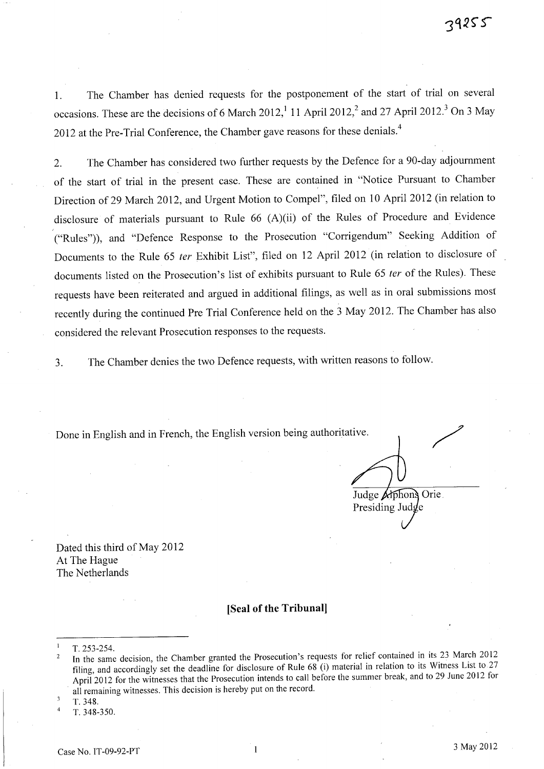1. The Chamber has denied requests for the postponement of the start of trial on several occasions. These are the decisions of 6 March 2012,[1] 11 April 2012,[2] and 27 April 2012.[3] On 3 May 2012 at the Pre-Trial Conference, the Chamber gave reasons for these denials.[4]

2. The Chamber has considered two further requests by the Defence for a 90-day adjournment of the start of trial in the present case. These are contained in "Notice Pursuant to Chamber Direction of 29 March 2012, and Urgent Motion to Compel", filed on 10 April 2012 (in relation to disclosure of materials pursuant to Rule 66 (A)(ii) of the Rules of Procedure and Evidence ("Rules")), and "Defence Response to the Prosecution "Corrigendum" Seeking Addition of Documents to the Rule 65 *ter* Exhibit List", filed on 12 April 2012 (in relation to disclosure of documents listed on the Prosecution's list of exhibits pursuant to Rule 65 *ter* of the Rules). These requests have been reiterated and argued in additional filings, as well as in oral submissions most recently during the continued Pre Trial Conference held on the 3 May 2012. The Chamber has also considered the relevant Prosecution responses to the requests.

3. The Chamber denies the two Defence requests, with written reasons to follow.

Done in English and in French, the English version being authoritative.

Judge Alphons Orie
Presiding Judge

Dated this third of May 2012
At The Hague
The Netherlands

**[Seal of the Tribunal]**

---

[1] T. 253-254.

[2] In the same decision, the Chamber granted the Prosecution's requests for relief contained in its 23 March 2012 filing, and accordingly set the deadline for disclosure of Rule 68 (i) material in relation to its Witness List to 27 April 2012 for the witnesses that the Prosecution intends to call before the summer break, and to 29 June 2012 for all remaining witnesses. This decision is hereby put on the record.

[3] T. 348.

[4] T. 348-350.